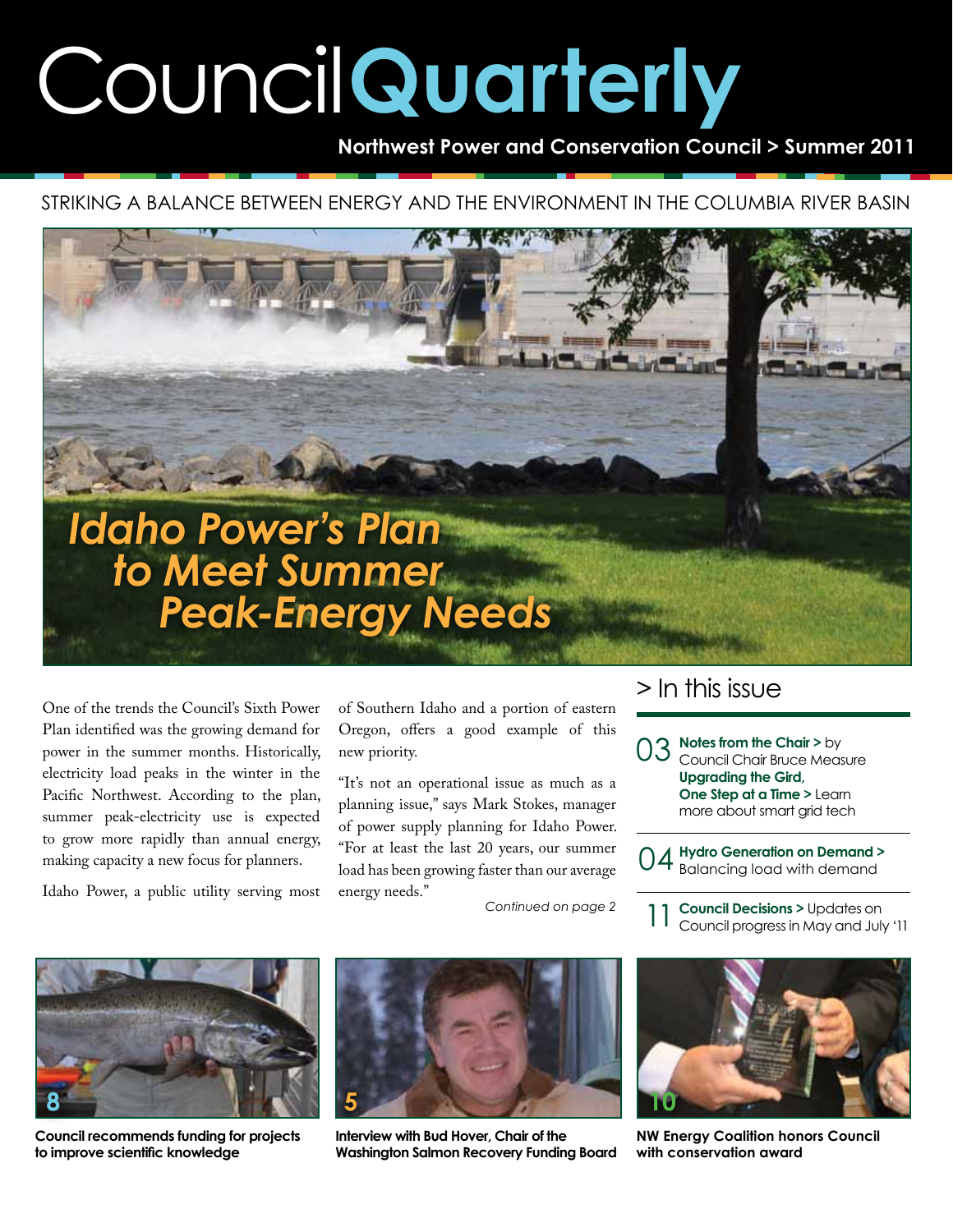# Council Quarterly

**Northwest Power and Conservation Council > Summer 2011**

STRIKING A BALANCE BETWEEN ENERGY AND THE ENVIRONMENT IN THE COLUMBIA RIVER BASIN

## Idaho Power's Plan to Meet Summer Peak-Energy Needs

One of the trends the Council's Sixth Power Plan identified was the growing demand for power in the summer months. Historically, electricity load peaks in the winter in the Pacific Northwest. According to the plan, summer peak-electricity use is expected to grow more rapidly than annual energy, making capacity a new focus for planners.

Idaho Power, a public utility serving most of Southern Idaho and a portion of eastern Oregon, offers a good example of this new priority.

"It's not an operational issue as much as a planning issue," says Mark Stokes, manager of power supply planning for Idaho Power. "For at least the last 20 years, our summer load has been growing faster than our average energy needs."

*Continued on page 2*

## > In this issue

**03** **Notes from the Chair >** by Council Chair Bruce Measure
**Upgrading the Gird, One Step at a Time >** Learn more about smart grid tech

**04** **Hydro Generation on Demand >** Balancing load with demand

**11** **Council Decisions >** Updates on Council progress in May and July '11

**8** **Council recommends funding for projects to improve scientific knowledge**

**5** **Interview with Bud Hover, Chair of the Washington Salmon Recovery Funding Board**

**10** **NW Energy Coalition honors Council with conservation award**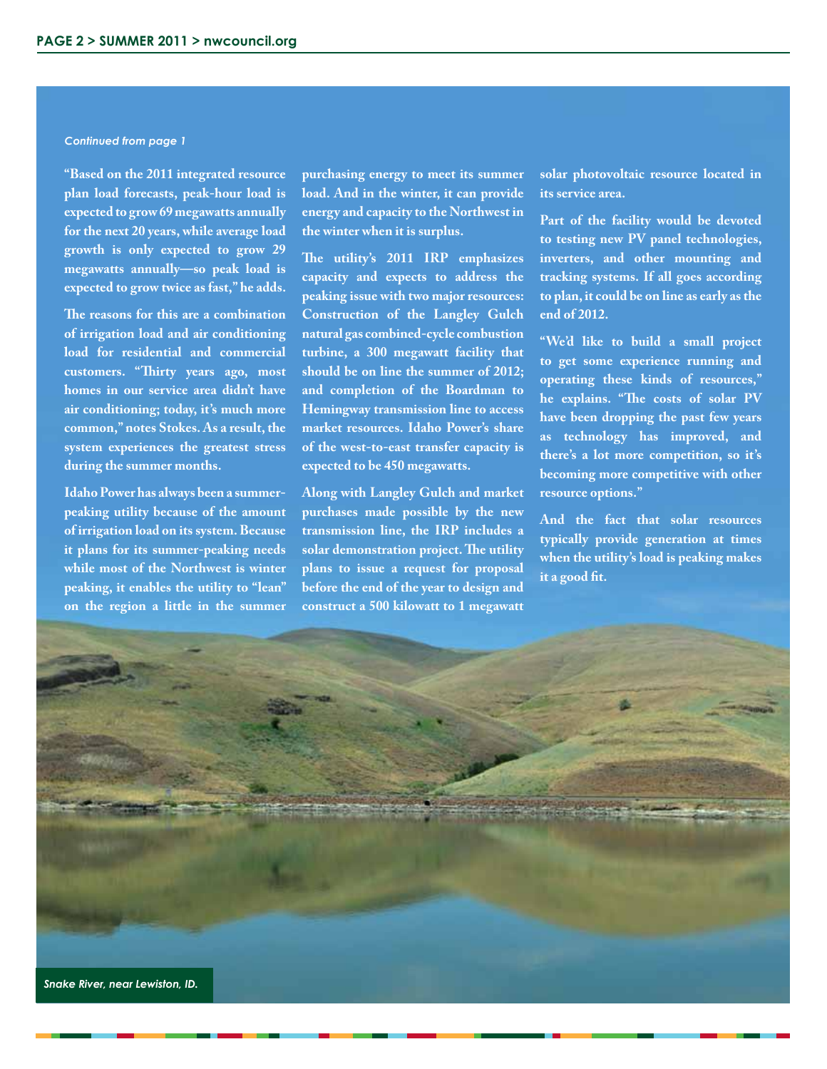*Continued from page 1*

"Based on the 2011 integrated resource plan load forecasts, peak-hour load is expected to grow 69 megawatts annually for the next 20 years, while average load growth is only expected to grow 29 megawatts annually—so peak load is expected to grow twice as fast," he adds.

The reasons for this are a combination of irrigation load and air conditioning load for residential and commercial customers. "Thirty years ago, most homes in our service area didn't have air conditioning; today, it's much more common," notes Stokes. As a result, the system experiences the greatest stress during the summer months.

Idaho Power has always been a summer-peaking utility because of the amount of irrigation load on its system. Because it plans for its summer-peaking needs while most of the Northwest is winter peaking, it enables the utility to "lean" on the region a little in the summer purchasing energy to meet its summer load. And in the winter, it can provide energy and capacity to the Northwest in the winter when it is surplus.

The utility's 2011 IRP emphasizes capacity and expects to address the peaking issue with two major resources: Construction of the Langley Gulch natural gas combined-cycle combustion turbine, a 300 megawatt facility that should be on line the summer of 2012; and completion of the Boardman to Hemingway transmission line to access market resources. Idaho Power's share of the west-to-east transfer capacity is expected to be 450 megawatts.

Along with Langley Gulch and market purchases made possible by the new transmission line, the IRP includes a solar demonstration project. The utility plans to issue a request for proposal before the end of the year to design and construct a 500 kilowatt to 1 megawatt solar photovoltaic resource located in its service area.

Part of the facility would be devoted to testing new PV panel technologies, inverters, and other mounting and tracking systems. If all goes according to plan, it could be on line as early as the end of 2012.

"We'd like to build a small project to get some experience running and operating these kinds of resources," he explains. "The costs of solar PV have been dropping the past few years as technology has improved, and there's a lot more competition, so it's becoming more competitive with other resource options."

And the fact that solar resources typically provide generation at times when the utility's load is peaking makes it a good fit.

*Snake River, near Lewiston, ID.*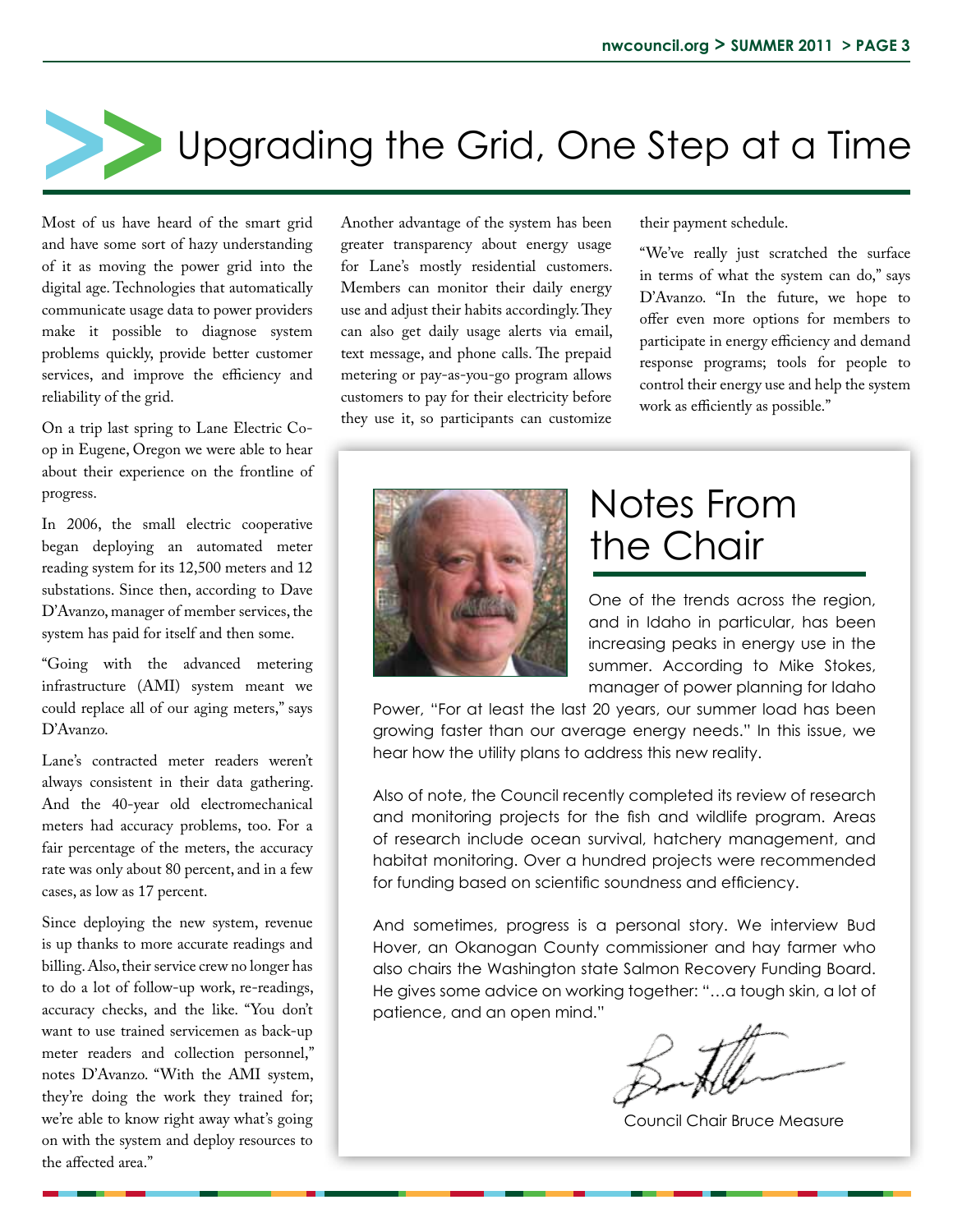# Upgrading the Grid, One Step at a Time

Most of us have heard of the smart grid and have some sort of hazy understanding of it as moving the power grid into the digital age. Technologies that automatically communicate usage data to power providers make it possible to diagnose system problems quickly, provide better customer services, and improve the efficiency and reliability of the grid.

On a trip last spring to Lane Electric Co-op in Eugene, Oregon we were able to hear about their experience on the frontline of progress.

In 2006, the small electric cooperative began deploying an automated meter reading system for its 12,500 meters and 12 substations. Since then, according to Dave D'Avanzo, manager of member services, the system has paid for itself and then some.

"Going with the advanced metering infrastructure (AMI) system meant we could replace all of our aging meters," says D'Avanzo.

Lane's contracted meter readers weren't always consistent in their data gathering. And the 40-year old electromechanical meters had accuracy problems, too. For a fair percentage of the meters, the accuracy rate was only about 80 percent, and in a few cases, as low as 17 percent.

Since deploying the new system, revenue is up thanks to more accurate readings and billing. Also, their service crew no longer has to do a lot of follow-up work, re-readings, accuracy checks, and the like. "You don't want to use trained servicemen as back-up meter readers and collection personnel," notes D'Avanzo. "With the AMI system, they're doing the work they trained for; we're able to know right away what's going on with the system and deploy resources to the affected area."

Another advantage of the system has been greater transparency about energy usage for Lane's mostly residential customers. Members can monitor their daily energy use and adjust their habits accordingly. They can also get daily usage alerts via email, text message, and phone calls. The prepaid metering or pay-as-you-go program allows customers to pay for their electricity before they use it, so participants can customize their payment schedule.

"We've really just scratched the surface in terms of what the system can do," says D'Avanzo. "In the future, we hope to offer even more options for members to participate in energy efficiency and demand response programs; tools for people to control their energy use and help the system work as efficiently as possible."

## Notes From the Chair

One of the trends across the region, and in Idaho in particular, has been increasing peaks in energy use in the summer. According to Mike Stokes, manager of power planning for Idaho Power, "For at least the last 20 years, our summer load has been growing faster than our average energy needs." In this issue, we hear how the utility plans to address this new reality.

Also of note, the Council recently completed its review of research and monitoring projects for the fish and wildlife program. Areas of research include ocean survival, hatchery management, and habitat monitoring. Over a hundred projects were recommended for funding based on scientific soundness and efficiency.

And sometimes, progress is a personal story. We interview Bud Hover, an Okanogan County commissioner and hay farmer who also chairs the Washington state Salmon Recovery Funding Board. He gives some advice on working together: "…a tough skin, a lot of patience, and an open mind."

Council Chair Bruce Measure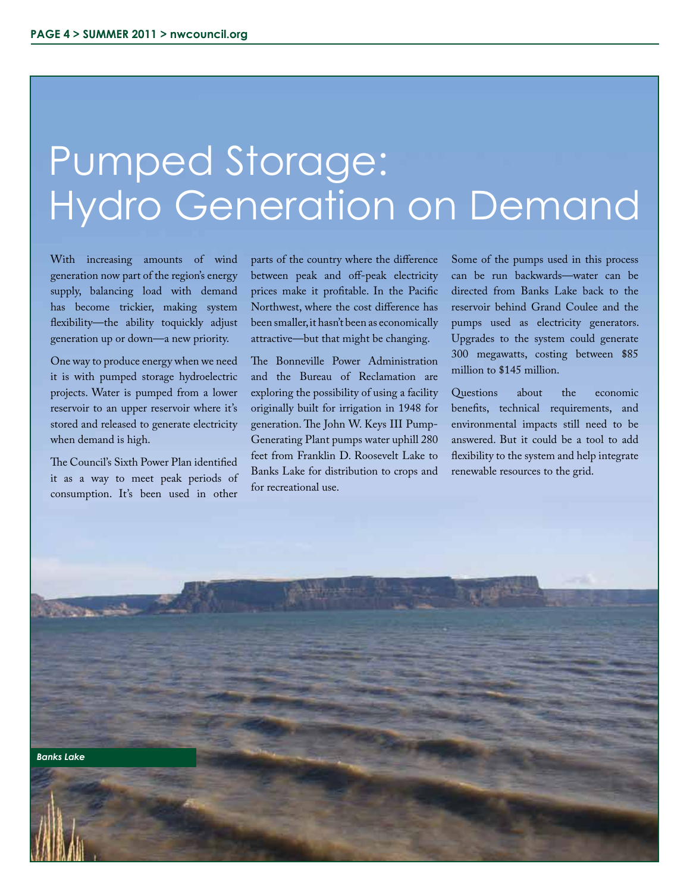# Pumped Storage: Hydro Generation on Demand

With increasing amounts of wind generation now part of the region's energy supply, balancing load with demand has become trickier, making system flexibility—the ability toquickly adjust generation up or down—a new priority.

One way to produce energy when we need it is with pumped storage hydroelectric projects. Water is pumped from a lower reservoir to an upper reservoir where it's stored and released to generate electricity when demand is high.

The Council's Sixth Power Plan identified it as a way to meet peak periods of consumption. It's been used in other parts of the country where the difference between peak and off-peak electricity prices make it profitable. In the Pacific Northwest, where the cost difference has been smaller, it hasn't been as economically attractive—but that might be changing.

The Bonneville Power Administration and the Bureau of Reclamation are exploring the possibility of using a facility originally built for irrigation in 1948 for generation. The John W. Keys III Pump-Generating Plant pumps water uphill 280 feet from Franklin D. Roosevelt Lake to Banks Lake for distribution to crops and for recreational use.

Some of the pumps used in this process can be run backwards—water can be directed from Banks Lake back to the reservoir behind Grand Coulee and the pumps used as electricity generators. Upgrades to the system could generate 300 megawatts, costing between $85 million to $145 million.

Questions about the economic benefits, technical requirements, and environmental impacts still need to be answered. But it could be a tool to add flexibility to the system and help integrate renewable resources to the grid.

*Banks Lake*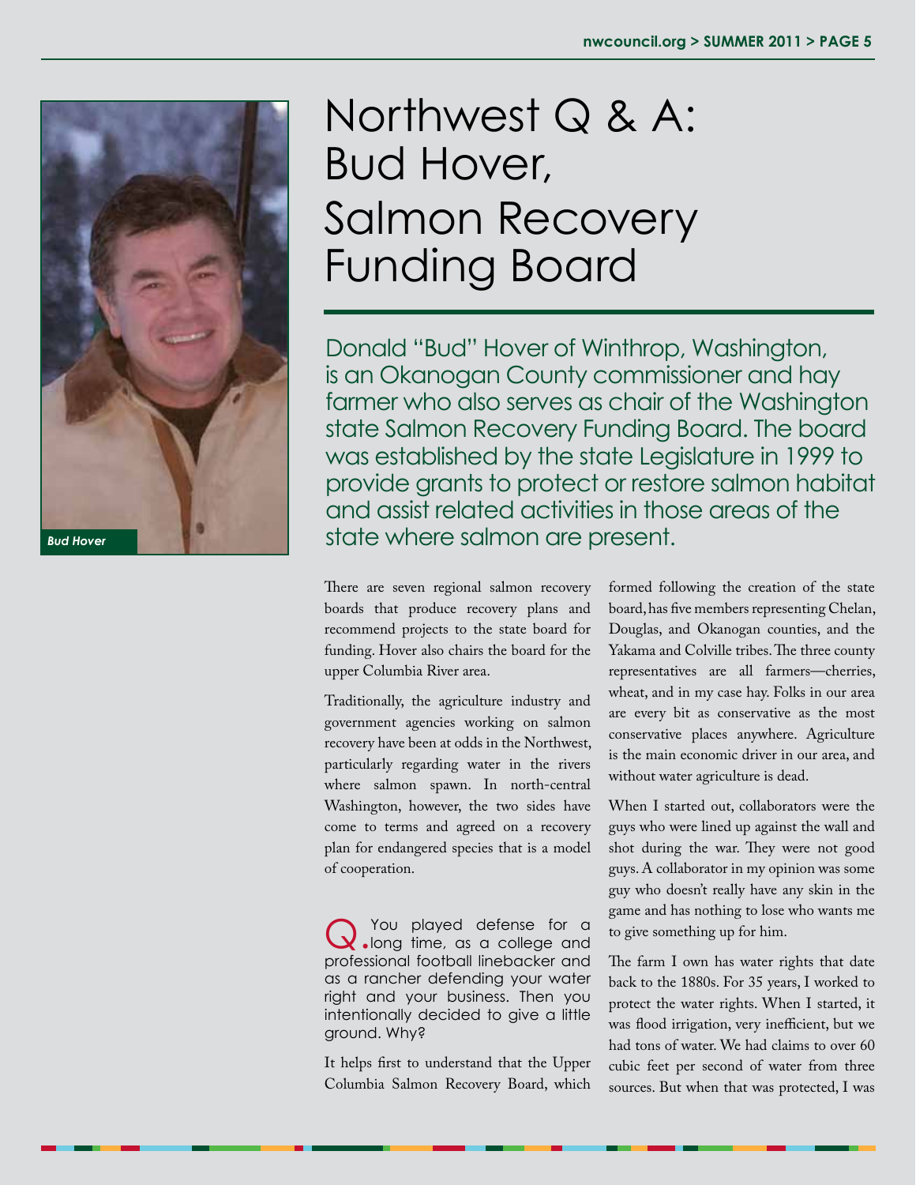# Northwest Q & A: Bud Hover, Salmon Recovery Funding Board

*Bud Hover*

Donald "Bud" Hover of Winthrop, Washington, is an Okanogan County commissioner and hay farmer who also serves as chair of the Washington state Salmon Recovery Funding Board. The board was established by the state Legislature in 1999 to provide grants to protect or restore salmon habitat and assist related activities in those areas of the state where salmon are present.

There are seven regional salmon recovery boards that produce recovery plans and recommend projects to the state board for funding. Hover also chairs the board for the upper Columbia River area.

Traditionally, the agriculture industry and government agencies working on salmon recovery have been at odds in the Northwest, particularly regarding water in the rivers where salmon spawn. In north-central Washington, however, the two sides have come to terms and agreed on a recovery plan for endangered species that is a model of cooperation.

**Q.** You played defense for a long time, as a college and professional football linebacker and as a rancher defending your water right and your business. Then you intentionally decided to give a little ground. Why?

It helps first to understand that the Upper Columbia Salmon Recovery Board, which formed following the creation of the state board, has five members representing Chelan, Douglas, and Okanogan counties, and the Yakama and Colville tribes. The three county representatives are all farmers—cherries, wheat, and in my case hay. Folks in our area are every bit as conservative as the most conservative places anywhere. Agriculture is the main economic driver in our area, and without water agriculture is dead.

When I started out, collaborators were the guys who were lined up against the wall and shot during the war. They were not good guys. A collaborator in my opinion was some guy who doesn't really have any skin in the game and has nothing to lose who wants me to give something up for him.

The farm I own has water rights that date back to the 1880s. For 35 years, I worked to protect the water rights. When I started, it was flood irrigation, very inefficient, but we had tons of water. We had claims to over 60 cubic feet per second of water from three sources. But when that was protected, I was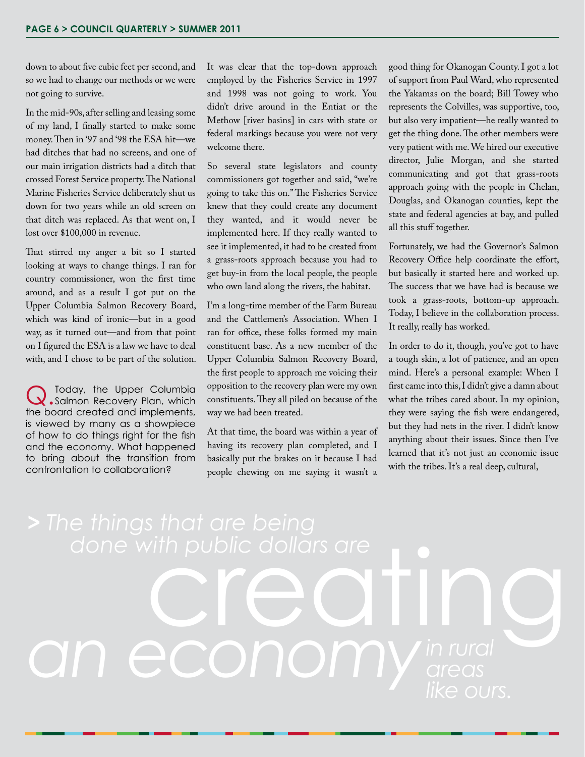down to about five cubic feet per second, and so we had to change our methods or we were not going to survive.

In the mid-90s, after selling and leasing some of my land, I finally started to make some money. Then in '97 and '98 the ESA hit—we had ditches that had no screens, and one of our main irrigation districts had a ditch that crossed Forest Service property. The National Marine Fisheries Service deliberately shut us down for two years while an old screen on that ditch was replaced. As that went on, I lost over $100,000 in revenue.

That stirred my anger a bit so I started looking at ways to change things. I ran for country commissioner, won the first time around, and as a result I got put on the Upper Columbia Salmon Recovery Board, which was kind of ironic—but in a good way, as it turned out—and from that point on I figured the ESA is a law we have to deal with, and I chose to be part of the solution.

**Q.** Today, the Upper Columbia Salmon Recovery Plan, which the board created and implements, is viewed by many as a showpiece of how to do things right for the fish and the economy. What happened to bring about the transition from confrontation to collaboration?

It was clear that the top-down approach employed by the Fisheries Service in 1997 and 1998 was not going to work. You didn't drive around in the Entiat or the Methow [river basins] in cars with state or federal markings because you were not very welcome there.

So several state legislators and county commissioners got together and said, "we're going to take this on." The Fisheries Service knew that they could create any document they wanted, and it would never be implemented here. If they really wanted to see it implemented, it had to be created from a grass-roots approach because you had to get buy-in from the local people, the people who own land along the rivers, the habitat.

I'm a long-time member of the Farm Bureau and the Cattlemen's Association. When I ran for office, these folks formed my main constituent base. As a new member of the Upper Columbia Salmon Recovery Board, the first people to approach me voicing their opposition to the recovery plan were my own constituents. They all piled on because of the way we had been treated.

At that time, the board was within a year of having its recovery plan completed, and I basically put the brakes on it because I had people chewing on me saying it wasn't a good thing for Okanogan County. I got a lot of support from Paul Ward, who represented the Yakamas on the board; Bill Towey who represents the Colvilles, was supportive, too, but also very impatient—he really wanted to get the thing done. The other members were very patient with me. We hired our executive director, Julie Morgan, and she started communicating and got that grass-roots approach going with the people in Chelan, Douglas, and Okanogan counties, kept the state and federal agencies at bay, and pulled all this stuff together.

Fortunately, we had the Governor's Salmon Recovery Office help coordinate the effort, but basically it started here and worked up. The success that we have had is because we took a grass-roots, bottom-up approach. Today, I believe in the collaboration process. It really, really has worked.

In order to do it, though, you've got to have a tough skin, a lot of patience, and an open mind. Here's a personal example: When I first came into this, I didn't give a damn about what the tribes cared about. In my opinion, they were saying the fish were endangered, but they had nets in the river. I didn't know anything about their issues. Since then I've learned that it's not just an economic issue with the tribes. It's a real deep, cultural,

> *The things that are being done with public dollars are creating an economy in rural areas like ours.*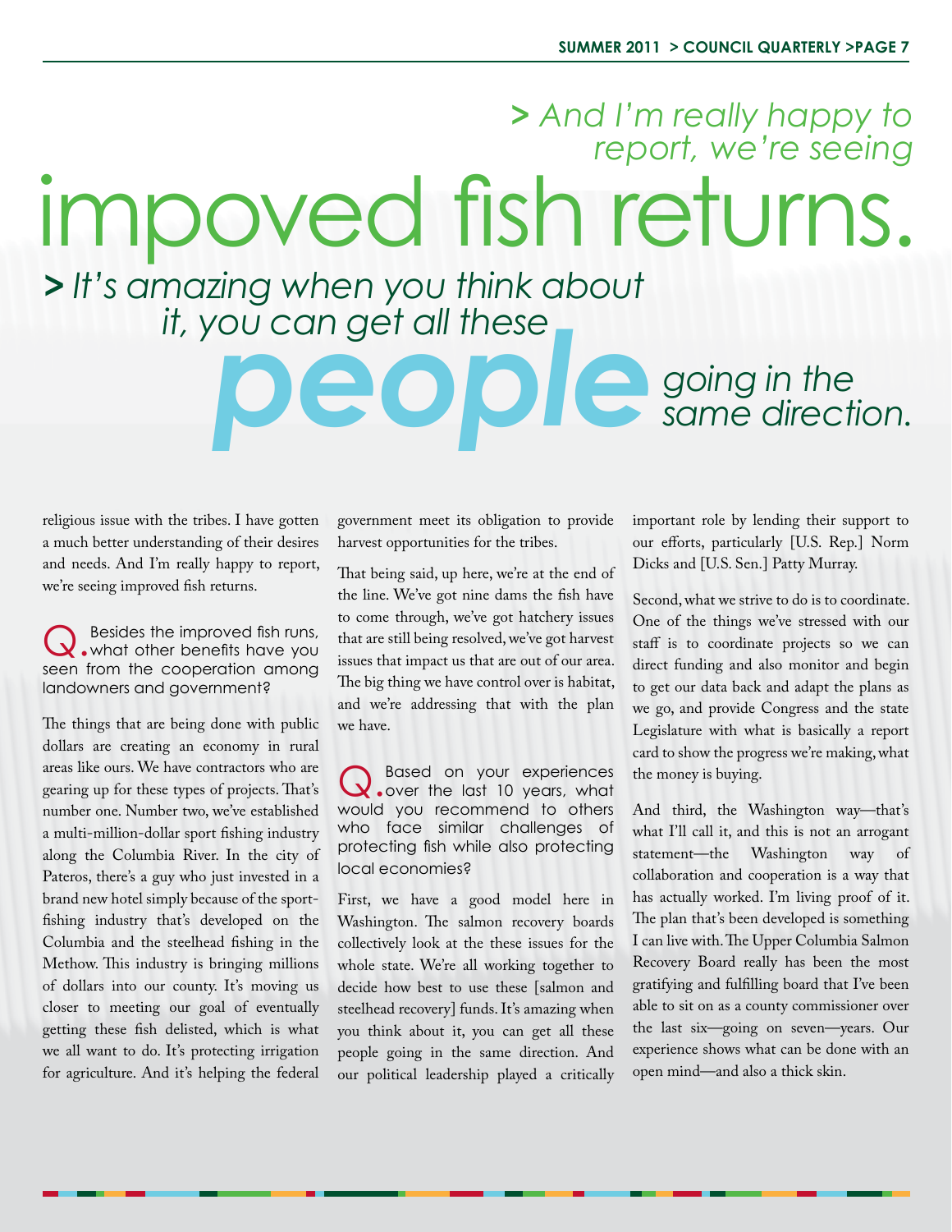> *And I'm really happy to report, we're seeing* **improved fish returns.**

> *It's amazing when you think about it, you can get all these* ***people*** *going in the same direction.*

religious issue with the tribes. I have gotten a much better understanding of their desires and needs. And I'm really happy to report, we're seeing improved fish returns.

**Q.** Besides the improved fish runs, what other benefits have you seen from the cooperation among landowners and government?

The things that are being done with public dollars are creating an economy in rural areas like ours. We have contractors who are gearing up for these types of projects. That's number one. Number two, we've established a multi-million-dollar sport fishing industry along the Columbia River. In the city of Pateros, there's a guy who just invested in a brand new hotel simply because of the sport-fishing industry that's developed on the Columbia and the steelhead fishing in the Methow. This industry is bringing millions of dollars into our county. It's moving us closer to meeting our goal of eventually getting these fish delisted, which is what we all want to do. It's protecting irrigation for agriculture. And it's helping the federal government meet its obligation to provide harvest opportunities for the tribes.

That being said, up here, we're at the end of the line. We've got nine dams the fish have to come through, we've got hatchery issues that are still being resolved, we've got harvest issues that impact us that are out of our area. The big thing we have control over is habitat, and we're addressing that with the plan we have.

**Q.** Based on your experiences over the last 10 years, what would you recommend to others who face similar challenges of protecting fish while also protecting local economies?

First, we have a good model here in Washington. The salmon recovery boards collectively look at the these issues for the whole state. We're all working together to decide how best to use these [salmon and steelhead recovery] funds. It's amazing when you think about it, you can get all these people going in the same direction. And our political leadership played a critically important role by lending their support to our efforts, particularly [U.S. Rep.] Norm Dicks and [U.S. Sen.] Patty Murray.

Second, what we strive to do is to coordinate. One of the things we've stressed with our staff is to coordinate projects so we can direct funding and also monitor and begin to get our data back and adapt the plans as we go, and provide Congress and the state Legislature with what is basically a report card to show the progress we're making, what the money is buying.

And third, the Washington way—that's what I'll call it, and this is not an arrogant statement—the Washington way of collaboration and cooperation is a way that has actually worked. I'm living proof of it. The plan that's been developed is something I can live with. The Upper Columbia Salmon Recovery Board really has been the most gratifying and fulfilling board that I've been able to sit on as a county commissioner over the last six—going on seven—years. Our experience shows what can be done with an open mind—and also a thick skin.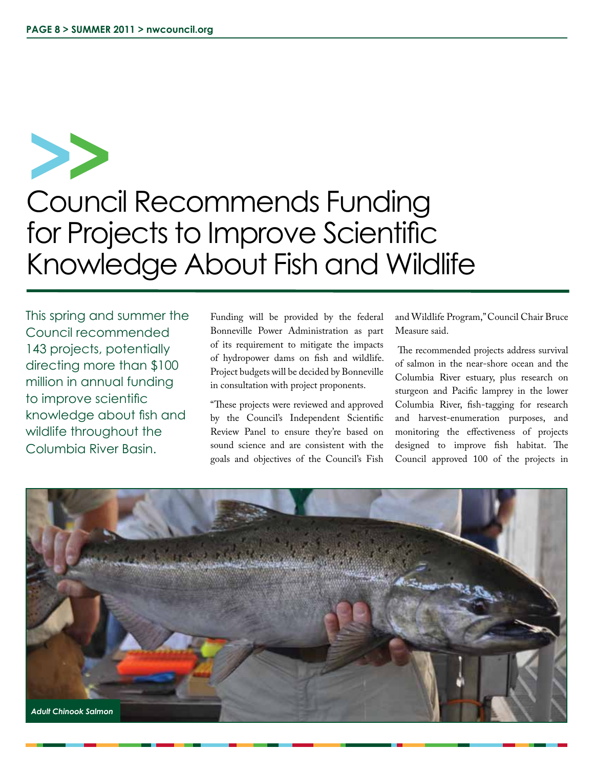# Council Recommends Funding for Projects to Improve Scientific Knowledge About Fish and Wildlife

This spring and summer the Council recommended 143 projects, potentially directing more than $100 million in annual funding to improve scientific knowledge about fish and wildlife throughout the Columbia River Basin.

Funding will be provided by the federal Bonneville Power Administration as part of its requirement to mitigate the impacts of hydropower dams on fish and wildlife. Project budgets will be decided by Bonneville in consultation with project proponents.

"These projects were reviewed and approved by the Council's Independent Scientific Review Panel to ensure they're based on sound science and are consistent with the goals and objectives of the Council's Fish and Wildlife Program," Council Chair Bruce Measure said.

The recommended projects address survival of salmon in the near-shore ocean and the Columbia River estuary, plus research on sturgeon and Pacific lamprey in the lower Columbia River, fish-tagging for research and harvest-enumeration purposes, and monitoring the effectiveness of projects designed to improve fish habitat. The Council approved 100 of the projects in

*Adult Chinook Salmon*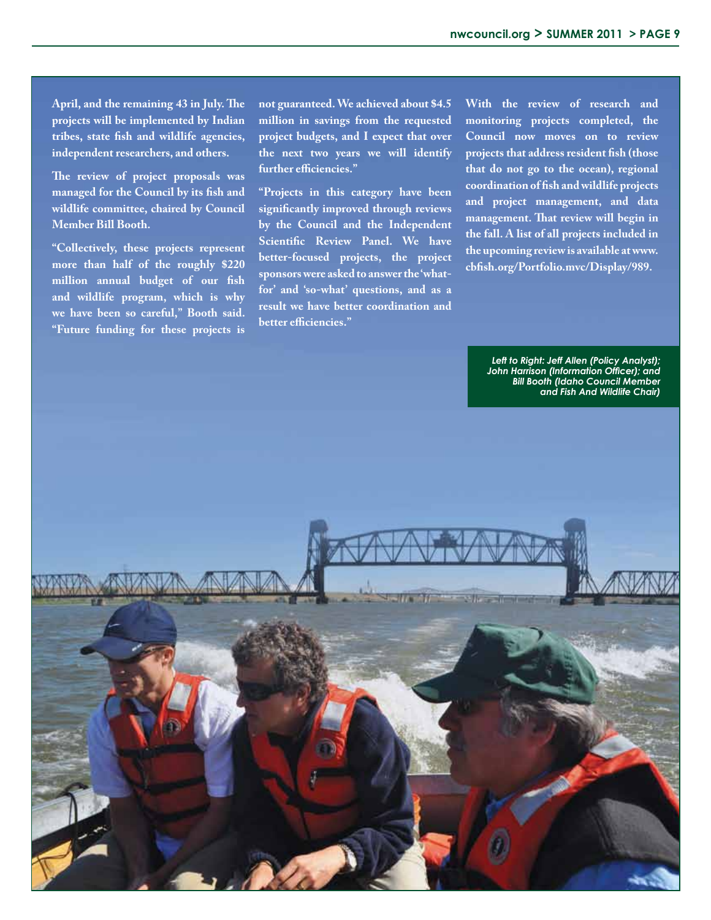April, and the remaining 43 in July. The projects will be implemented by Indian tribes, state fish and wildlife agencies, independent researchers, and others.

The review of project proposals was managed for the Council by its fish and wildlife committee, chaired by Council Member Bill Booth.

"Collectively, these projects represent more than half of the roughly $220 million annual budget of our fish and wildlife program, which is why we have been so careful," Booth said. "Future funding for these projects is not guaranteed. We achieved about $4.5 million in savings from the requested project budgets, and I expect that over the next two years we will identify further efficiencies."

"Projects in this category have been significantly improved through reviews by the Council and the Independent Scientific Review Panel. We have better-focused projects, the project sponsors were asked to answer the 'what-for' and 'so-what' questions, and as a result we have better coordination and better efficiencies."

With the review of research and monitoring projects completed, the Council now moves on to review projects that address resident fish (those that do not go to the ocean), regional coordination of fish and wildlife projects and project management, and data management. That review will begin in the fall. A list of all projects included in the upcoming review is available at www.cbfish.org/Portfolio.mvc/Display/989.

*Left to Right: Jeff Allen (Policy Analyst); John Harrison (Information Officer); and Bill Booth (Idaho Council Member and Fish And Wildlife Chair)*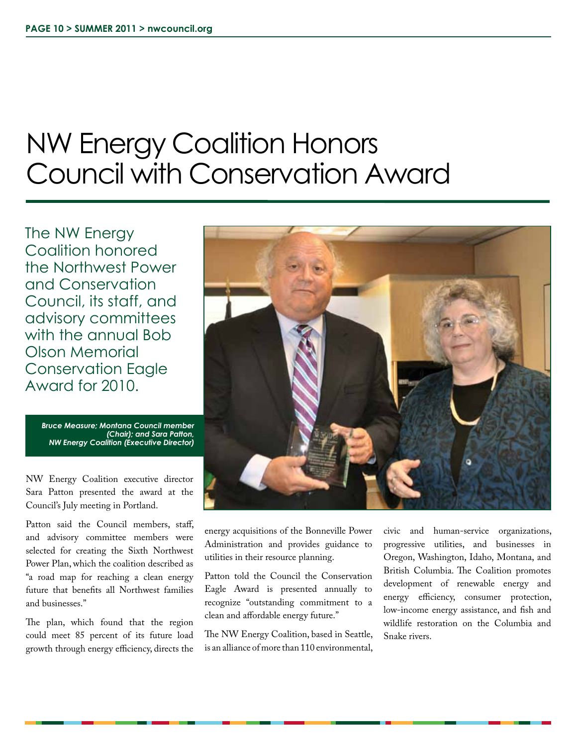# NW Energy Coalition Honors Council with Conservation Award

The NW Energy Coalition honored the Northwest Power and Conservation Council, its staff, and advisory committees with the annual Bob Olson Memorial Conservation Eagle Award for 2010.

*Bruce Measure; Montana Council member (Chair); and Sara Patton, NW Energy Coalition (Executive Director)*

NW Energy Coalition executive director Sara Patton presented the award at the Council's July meeting in Portland.

Patton said the Council members, staff, and advisory committee members were selected for creating the Sixth Northwest Power Plan, which the coalition described as "a road map for reaching a clean energy future that benefits all Northwest families and businesses."

The plan, which found that the region could meet 85 percent of its future load growth through energy efficiency, directs the energy acquisitions of the Bonneville Power Administration and provides guidance to utilities in their resource planning.

Patton told the Council the Conservation Eagle Award is presented annually to recognize "outstanding commitment to a clean and affordable energy future."

The NW Energy Coalition, based in Seattle, is an alliance of more than 110 environmental, civic and human-service organizations, progressive utilities, and businesses in Oregon, Washington, Idaho, Montana, and British Columbia. The Coalition promotes development of renewable energy and energy efficiency, consumer protection, low-income energy assistance, and fish and wildlife restoration on the Columbia and Snake rivers.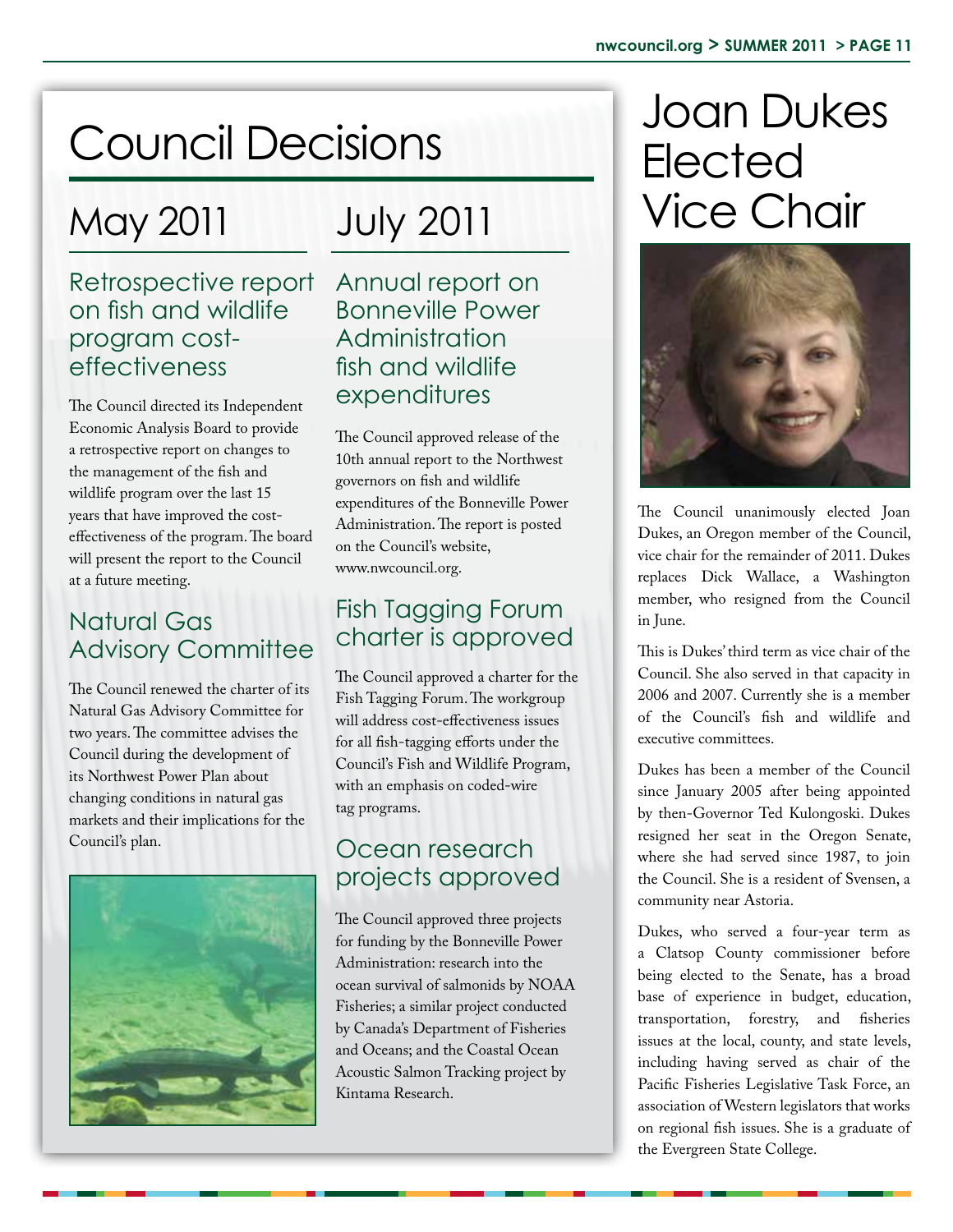# Council Decisions

## May 2011

### Retrospective report on fish and wildlife program cost-effectiveness

The Council directed its Independent Economic Analysis Board to provide a retrospective report on changes to the management of the fish and wildlife program over the last 15 years that have improved the cost-effectiveness of the program. The board will present the report to the Council at a future meeting.

### Natural Gas Advisory Committee

The Council renewed the charter of its Natural Gas Advisory Committee for two years. The committee advises the Council during the development of its Northwest Power Plan about changing conditions in natural gas markets and their implications for the Council's plan.

## July 2011

### Annual report on Bonneville Power Administration fish and wildlife expenditures

The Council approved release of the 10th annual report to the Northwest governors on fish and wildlife expenditures of the Bonneville Power Administration. The report is posted on the Council's website, www.nwcouncil.org.

### Fish Tagging Forum charter is approved

The Council approved a charter for the Fish Tagging Forum. The workgroup will address cost-effectiveness issues for all fish-tagging efforts under the Council's Fish and Wildlife Program, with an emphasis on coded-wire tag programs.

### Ocean research projects approved

The Council approved three projects for funding by the Bonneville Power Administration: research into the ocean survival of salmonids by NOAA Fisheries; a similar project conducted by Canada's Department of Fisheries and Oceans; and the Coastal Ocean Acoustic Salmon Tracking project by Kintama Research.

# Joan Dukes Elected Vice Chair

The Council unanimously elected Joan Dukes, an Oregon member of the Council, vice chair for the remainder of 2011. Dukes replaces Dick Wallace, a Washington member, who resigned from the Council in June.

This is Dukes' third term as vice chair of the Council. She also served in that capacity in 2006 and 2007. Currently she is a member of the Council's fish and wildlife and executive committees.

Dukes has been a member of the Council since January 2005 after being appointed by then-Governor Ted Kulongoski. Dukes resigned her seat in the Oregon Senate, where she had served since 1987, to join the Council. She is a resident of Svensen, a community near Astoria.

Dukes, who served a four-year term as a Clatsop County commissioner before being elected to the Senate, has a broad base of experience in budget, education, transportation, forestry, and fisheries issues at the local, county, and state levels, including having served as chair of the Pacific Fisheries Legislative Task Force, an association of Western legislators that works on regional fish issues. She is a graduate of the Evergreen State College.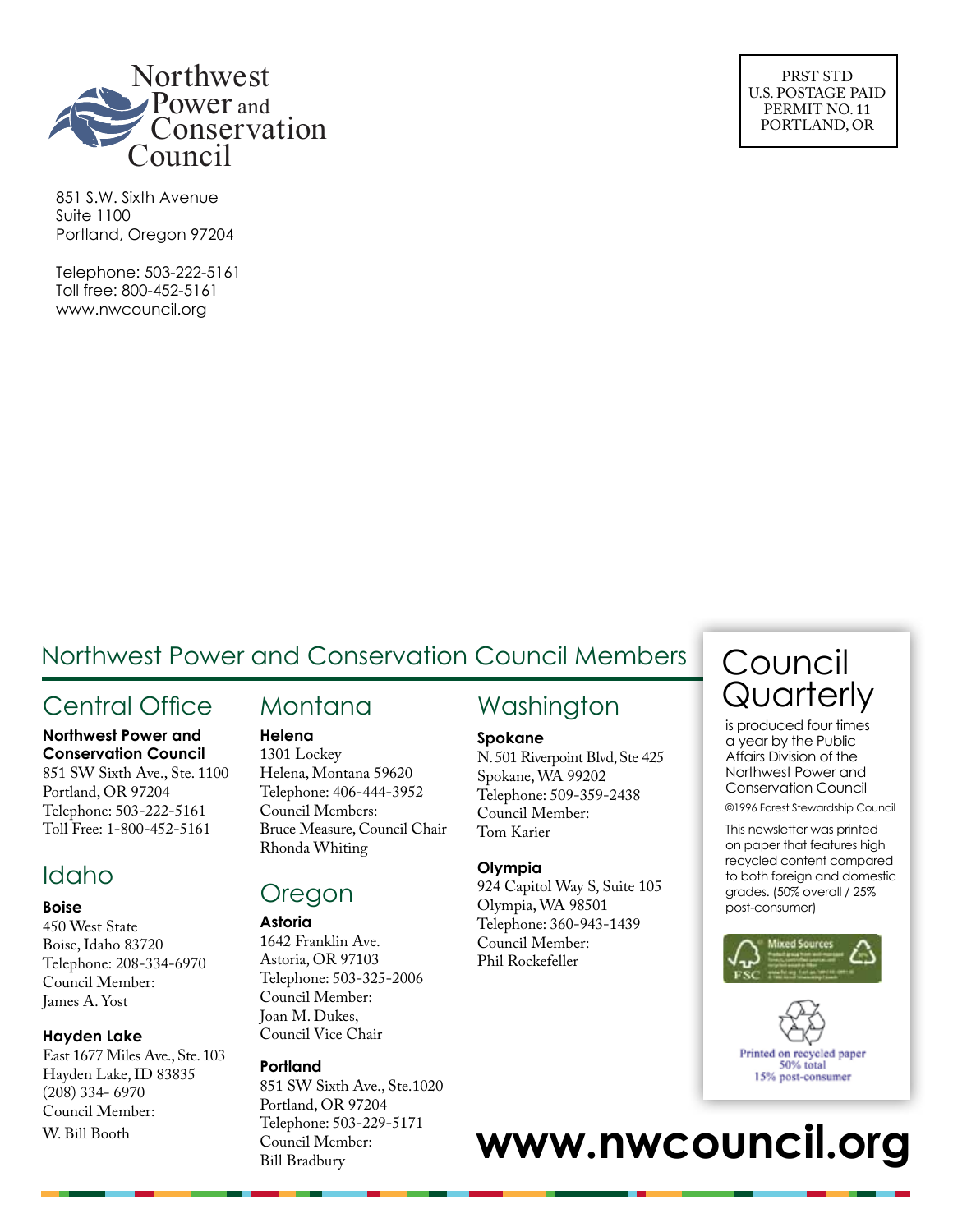Northwest Power and Conservation Council

851 S.W. Sixth Avenue
Suite 1100
Portland, Oregon 97204

Telephone: 503-222-5161
Toll free: 800-452-5161
www.nwcouncil.org

PRST STD
U.S. POSTAGE PAID
PERMIT NO. 11
PORTLAND, OR

## Northwest Power and Conservation Council Members

### Central Office

**Northwest Power and Conservation Council**
851 SW Sixth Ave., Ste. 1100
Portland, OR 97204
Telephone: 503-222-5161
Toll Free: 1-800-452-5161

### Idaho

**Boise**
450 West State
Boise, Idaho 83720
Telephone: 208-334-6970
Council Member:
James A. Yost

**Hayden Lake**
East 1677 Miles Ave., Ste. 103
Hayden Lake, ID 83835
(208) 334- 6970
Council Member:
W. Bill Booth

### Montana

**Helena**
1301 Lockey
Helena, Montana 59620
Telephone: 406-444-3952
Council Members:
Bruce Measure, Council Chair
Rhonda Whiting

### Oregon

**Astoria**
1642 Franklin Ave.
Astoria, OR 97103
Telephone: 503-325-2006
Council Member:
Joan M. Dukes,
Council Vice Chair

**Portland**
851 SW Sixth Ave., Ste.1020
Portland, OR 97204
Telephone: 503-229-5171
Council Member:
Bill Bradbury

### Washington

**Spokane**
N. 501 Riverpoint Blvd, Ste 425
Spokane, WA 99202
Telephone: 509-359-2438
Council Member:
Tom Karier

**Olympia**
924 Capitol Way S, Suite 105
Olympia, WA 98501
Telephone: 360-943-1439
Council Member:
Phil Rockefeller

## Council Quarterly

is produced four times a year by the Public Affairs Division of the Northwest Power and Conservation Council

©1996 Forest Stewardship Council

This newsletter was printed on paper that features high recycled content compared to both foreign and domestic grades. (50% overall / 25% post-consumer)

Mixed Sources

Printed on recycled paper
50% total
15% post-consumer

**www.nwcouncil.org**